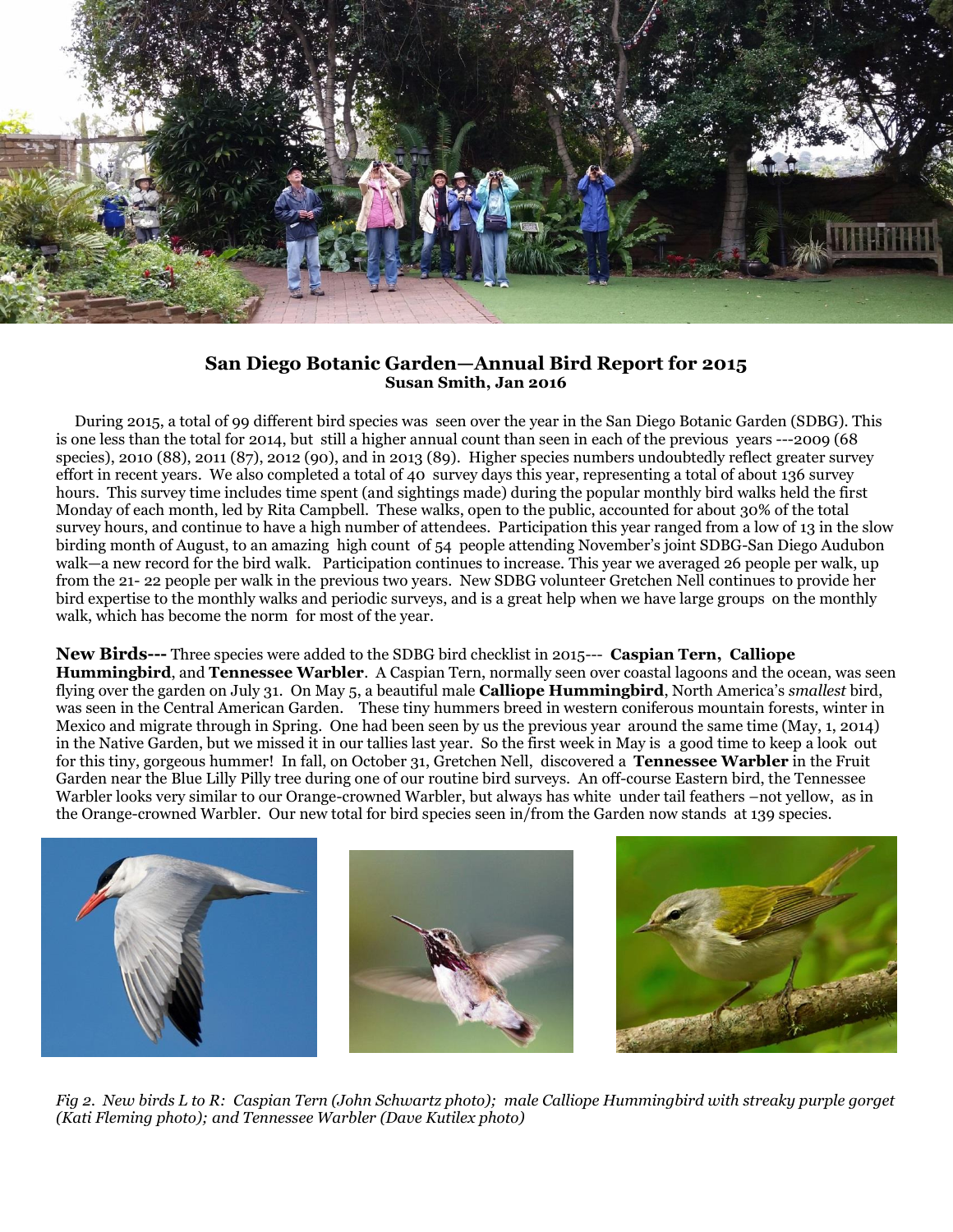## San Diego Botanic Garden—Annual Bird Report for 2015

**Susan Smith, Jan 2016**

During 2015, a total of 99 different bird species was seen over the year in the San Diego Botanic Garden (SDBG). This is one less than the total for 2014, but still a higher annual count than seen in each of the previous years ---2009 (68 species), 2010 (88), 2011 (87), 2012 (90), and in 2013 (89). Higher species numbers undoubtedly reflect greater survey effort in recent years. We also completed a total of 40 survey days this year, representing a total of about 136 survey hours. This survey time includes time spent (and sightings made) during the popular monthly bird walks held the first Monday of each month, led by Rita Campbell. These walks, open to the public, accounted for about 30% of the total survey hours, and continue to have a high number of attendees. Participation this year ranged from a low of 13 in the slow birding month of August, to an amazing high count of 54 people attending November's joint SDBG-San Diego Audubon walk—a new record for the bird walk. Participation continues to increase. This year we averaged 26 people per walk, up from the 21- 22 people per walk in the previous two years. New SDBG volunteer Gretchen Nell continues to provide her bird expertise to the monthly walks and periodic surveys, and is a great help when we have large groups on the monthly walk, which has become the norm for most of the year.

**New Birds---** Three species were added to the SDBG bird checklist in 2015--- **Caspian Tern, Calliope Hummingbird**, and **Tennessee Warbler**. A Caspian Tern, normally seen over coastal lagoons and the ocean, was seen flying over the garden on July 31. On May 5, a beautiful male **Calliope Hummingbird**, North America's *smallest* bird, was seen in the Central American Garden. These tiny hummers breed in western coniferous mountain forests, winter in Mexico and migrate through in Spring. One had been seen by us the previous year around the same time (May, 1, 2014) in the Native Garden, but we missed it in our tallies last year. So the first week in May is a good time to keep a look out for this tiny, gorgeous hummer! In fall, on October 31, Gretchen Nell, discovered a **Tennessee Warbler** in the Fruit Garden near the Blue Lilly Pilly tree during one of our routine bird surveys. An off-course Eastern bird, the Tennessee Warbler looks very similar to our Orange-crowned Warbler, but always has white under tail feathers –not yellow, as in the Orange-crowned Warbler. Our new total for bird species seen in/from the Garden now stands at 139 species.

*Fig 2. New birds L to R: Caspian Tern (John Schwartz photo); male Calliope Hummingbird with streaky purple gorget (Kati Fleming photo); and Tennessee Warbler (Dave Kutilex photo)*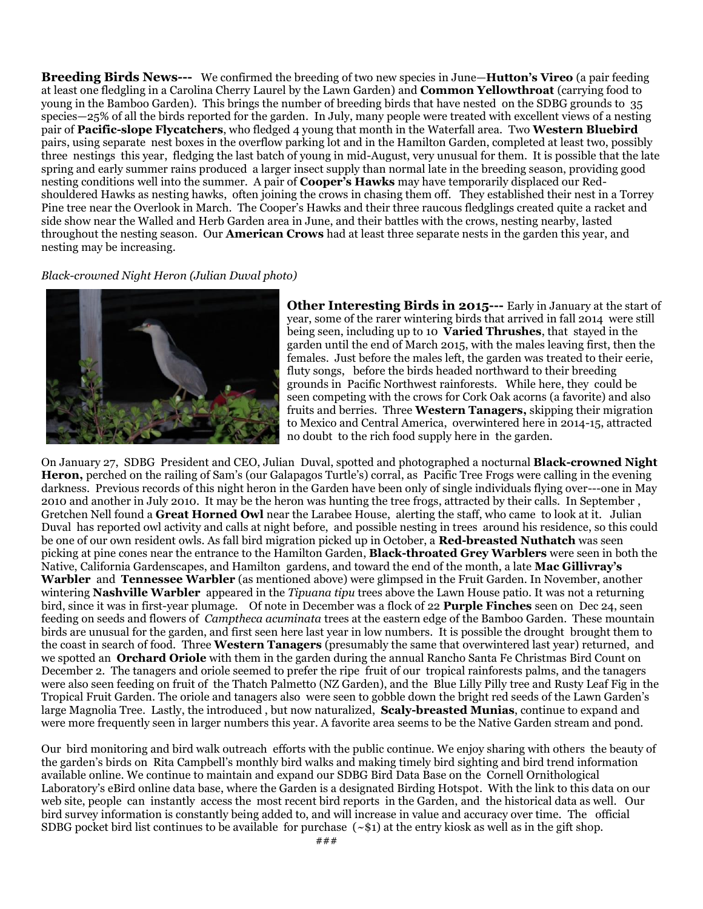**Breeding Birds News---** We confirmed the breeding of two new species in June—**Hutton's Vireo** (a pair feeding at least one fledgling in a Carolina Cherry Laurel by the Lawn Garden) and **Common Yellowthroat** (carrying food to young in the Bamboo Garden). This brings the number of breeding birds that have nested on the SDBG grounds to 35 species—25% of all the birds reported for the garden. In July, many people were treated with excellent views of a nesting pair of **Pacific-slope Flycatchers**, who fledged 4 young that month in the Waterfall area. Two **Western Bluebird** pairs, using separate nest boxes in the overflow parking lot and in the Hamilton Garden, completed at least two, possibly three nestings this year, fledging the last batch of young in mid-August, very unusual for them. It is possible that the late spring and early summer rains produced a larger insect supply than normal late in the breeding season, providing good nesting conditions well into the summer. A pair of **Cooper's Hawks** may have temporarily displaced our Red-shouldered Hawks as nesting hawks, often joining the crows in chasing them off. They established their nest in a Torrey Pine tree near the Overlook in March. The Cooper's Hawks and their three raucous fledglings created quite a racket and side show near the Walled and Herb Garden area in June, and their battles with the crows, nesting nearby, lasted throughout the nesting season. Our **American Crows** had at least three separate nests in the garden this year, and nesting may be increasing.

*Black-crowned Night Heron (Julian Duval photo)*

**Other Interesting Birds in 2015---** Early in January at the start of year, some of the rarer wintering birds that arrived in fall 2014 were still being seen, including up to 10 **Varied Thrushes**, that stayed in the garden until the end of March 2015, with the males leaving first, then the females. Just before the males left, the garden was treated to their eerie, fluty songs, before the birds headed northward to their breeding grounds in Pacific Northwest rainforests. While here, they could be seen competing with the crows for Cork Oak acorns (a favorite) and also fruits and berries. Three **Western Tanagers,** skipping their migration to Mexico and Central America, overwintered here in 2014-15, attracted no doubt to the rich food supply here in the garden.

On January 27, SDBG President and CEO, Julian Duval, spotted and photographed a nocturnal **Black-crowned Night Heron,** perched on the railing of Sam's (our Galapagos Turtle's) corral, as Pacific Tree Frogs were calling in the evening darkness. Previous records of this night heron in the Garden have been only of single individuals flying over---one in May 2010 and another in July 2010. It may be the heron was hunting the tree frogs, attracted by their calls. In September , Gretchen Nell found a **Great Horned Owl** near the Larabee House, alerting the staff, who came to look at it. Julian Duval has reported owl activity and calls at night before, and possible nesting in trees around his residence, so this could be one of our own resident owls. As fall bird migration picked up in October, a **Red-breasted Nuthatch** was seen picking at pine cones near the entrance to the Hamilton Garden, **Black-throated Grey Warblers** were seen in both the Native, California Gardenscapes, and Hamilton gardens, and toward the end of the month, a late **Mac Gillivray's Warbler** and **Tennessee Warbler** (as mentioned above) were glimpsed in the Fruit Garden. In November, another wintering **Nashville Warbler** appeared in the *Tipuana tipu* trees above the Lawn House patio. It was not a returning bird, since it was in first-year plumage. Of note in December was a flock of 22 **Purple Finches** seen on Dec 24, seen feeding on seeds and flowers of *Camptheca acuminata* trees at the eastern edge of the Bamboo Garden. These mountain birds are unusual for the garden, and first seen here last year in low numbers. It is possible the drought brought them to the coast in search of food. Three **Western Tanagers** (presumably the same that overwintered last year) returned, and we spotted an **Orchard Oriole** with them in the garden during the annual Rancho Santa Fe Christmas Bird Count on December 2. The tanagers and oriole seemed to prefer the ripe fruit of our tropical rainforests palms, and the tanagers were also seen feeding on fruit of the Thatch Palmetto (NZ Garden), and the Blue Lilly Pilly tree and Rusty Leaf Fig in the Tropical Fruit Garden. The oriole and tanagers also were seen to gobble down the bright red seeds of the Lawn Garden's large Magnolia Tree. Lastly, the introduced , but now naturalized, **Scaly-breasted Munias**, continue to expand and were more frequently seen in larger numbers this year. A favorite area seems to be the Native Garden stream and pond.

Our bird monitoring and bird walk outreach efforts with the public continue. We enjoy sharing with others the beauty of the garden's birds on Rita Campbell's monthly bird walks and making timely bird sighting and bird trend information available online. We continue to maintain and expand our SDBG Bird Data Base on the Cornell Ornithological Laboratory's eBird online data base, where the Garden is a designated Birding Hotspot. With the link to this data on our web site, people can instantly access the most recent bird reports in the Garden, and the historical data as well. Our bird survey information is constantly being added to, and will increase in value and accuracy over time. The official SDBG pocket bird list continues to be available for purchase (~$1) at the entry kiosk as well as in the gift shop.

###